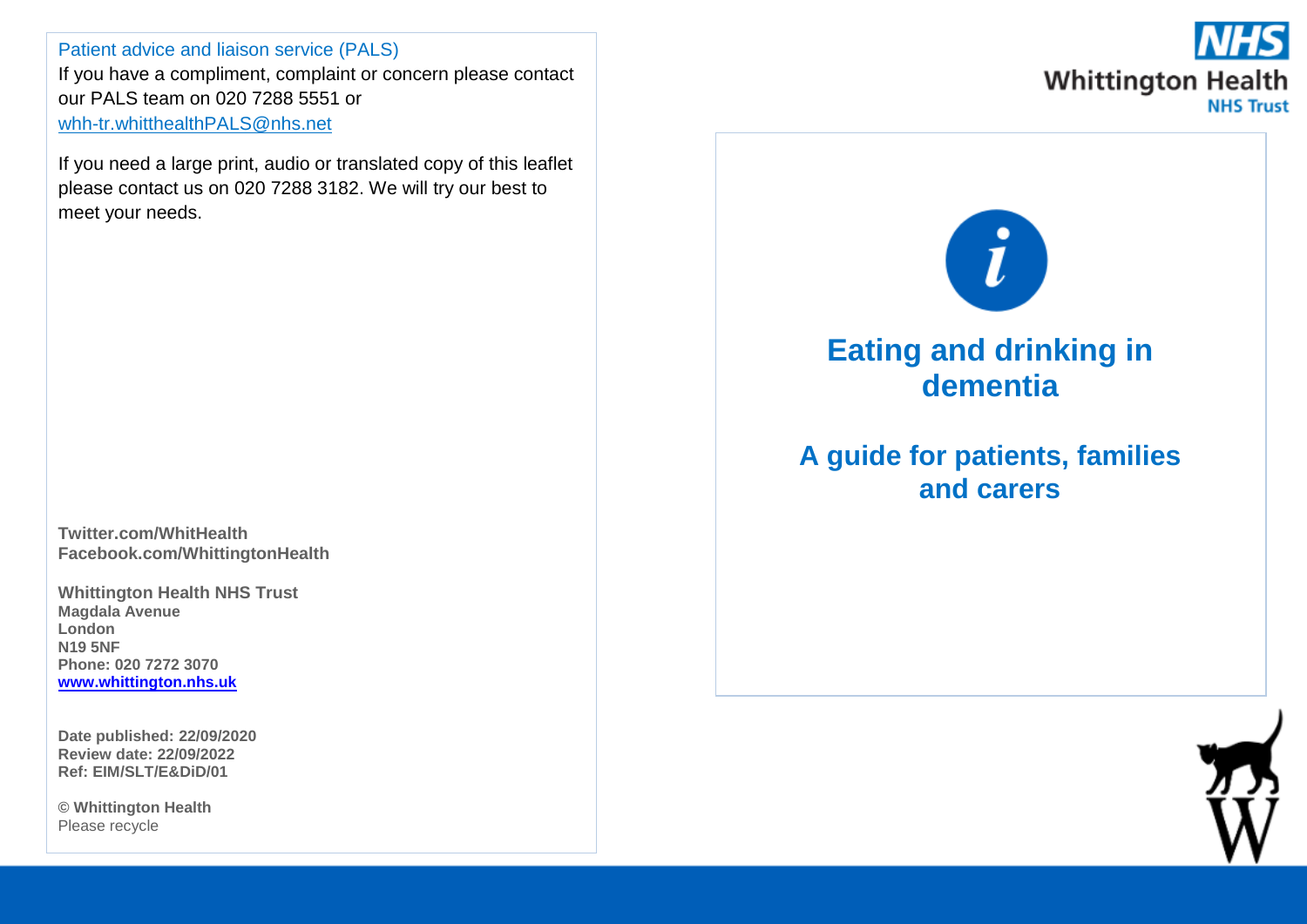# Eating and drinking in dementia

## A guide for patients, families and carers

Patient advice and liaison service (PALS)

If you have a compliment, complaint or concern please contact our PALS team on 020 7288 5551 or [whh-tr.whitthealthPALS@nhs.net](mailto:whh-tr.whitthealthPALS@nhs.net)

If you need a large print, audio or translated copy of this leaflet please contact us on 020 7288 3182. We will try our best to meet your needs.

**Twitter.com/WhitHealth**
**Facebook.com/WhittingtonHealth**

**Whittington Health NHS Trust**
**Magdala Avenue**
**London**
**N19 5NF**
**Phone: 020 7272 3070**
**[www.whittington.nhs.uk](http://www.whittington.nhs.uk)**

**Date published: 22/09/2020**
**Review date: 22/09/2022**
**Ref: EIM/SLT/E&DiD/01**

**© Whittington Health**
Please recycle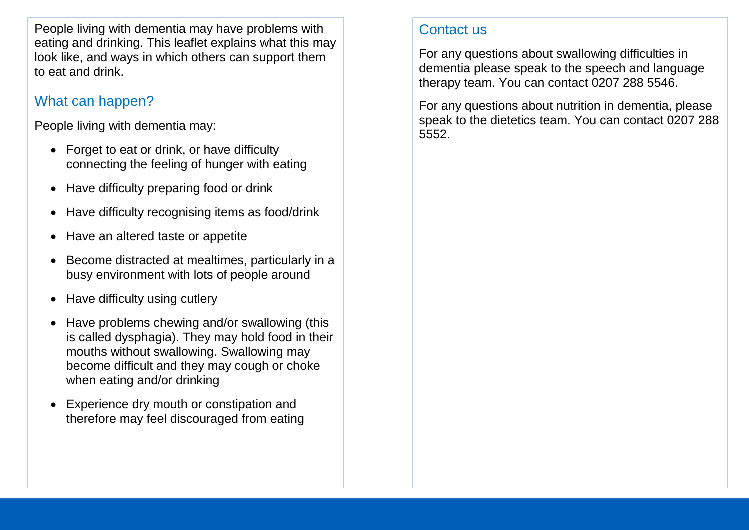People living with dementia may have problems with eating and drinking. This leaflet explains what this may look like, and ways in which others can support them to eat and drink.

## What can happen?

People living with dementia may:

- Forget to eat or drink, or have difficulty connecting the feeling of hunger with eating
- Have difficulty preparing food or drink
- Have difficulty recognising items as food/drink
- Have an altered taste or appetite
- Become distracted at mealtimes, particularly in a busy environment with lots of people around
- Have difficulty using cutlery
- Have problems chewing and/or swallowing (this is called dysphagia). They may hold food in their mouths without swallowing. Swallowing may become difficult and they may cough or choke when eating and/or drinking
- Experience dry mouth or constipation and therefore may feel discouraged from eating

## Contact us

For any questions about swallowing difficulties in dementia please speak to the speech and language therapy team. You can contact 0207 288 5546.

For any questions about nutrition in dementia, please speak to the dietetics team. You can contact 0207 288 5552.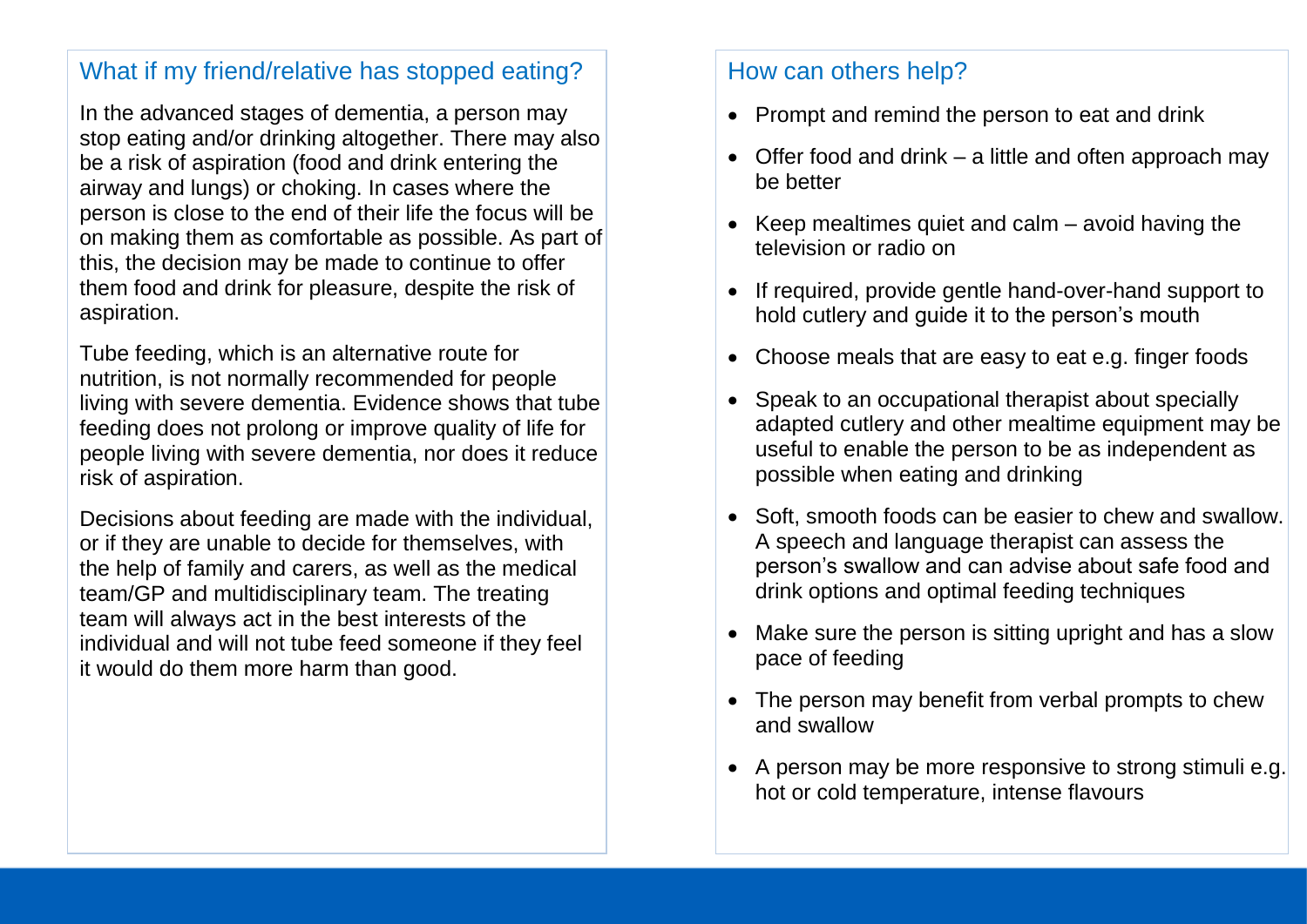## What if my friend/relative has stopped eating?

In the advanced stages of dementia, a person may stop eating and/or drinking altogether. There may also be a risk of aspiration (food and drink entering the airway and lungs) or choking. In cases where the person is close to the end of their life the focus will be on making them as comfortable as possible. As part of this, the decision may be made to continue to offer them food and drink for pleasure, despite the risk of aspiration.

Tube feeding, which is an alternative route for nutrition, is not normally recommended for people living with severe dementia. Evidence shows that tube feeding does not prolong or improve quality of life for people living with severe dementia, nor does it reduce risk of aspiration.

Decisions about feeding are made with the individual, or if they are unable to decide for themselves, with the help of family and carers, as well as the medical team/GP and multidisciplinary team. The treating team will always act in the best interests of the individual and will not tube feed someone if they feel it would do them more harm than good.

## How can others help?

- Prompt and remind the person to eat and drink
- Offer food and drink – a little and often approach may be better
- Keep mealtimes quiet and calm – avoid having the television or radio on
- If required, provide gentle hand-over-hand support to hold cutlery and guide it to the person's mouth
- Choose meals that are easy to eat e.g. finger foods
- Speak to an occupational therapist about specially adapted cutlery and other mealtime equipment may be useful to enable the person to be as independent as possible when eating and drinking
- Soft, smooth foods can be easier to chew and swallow. A speech and language therapist can assess the person's swallow and can advise about safe food and drink options and optimal feeding techniques
- Make sure the person is sitting upright and has a slow pace of feeding
- The person may benefit from verbal prompts to chew and swallow
- A person may be more responsive to strong stimuli e.g. hot or cold temperature, intense flavours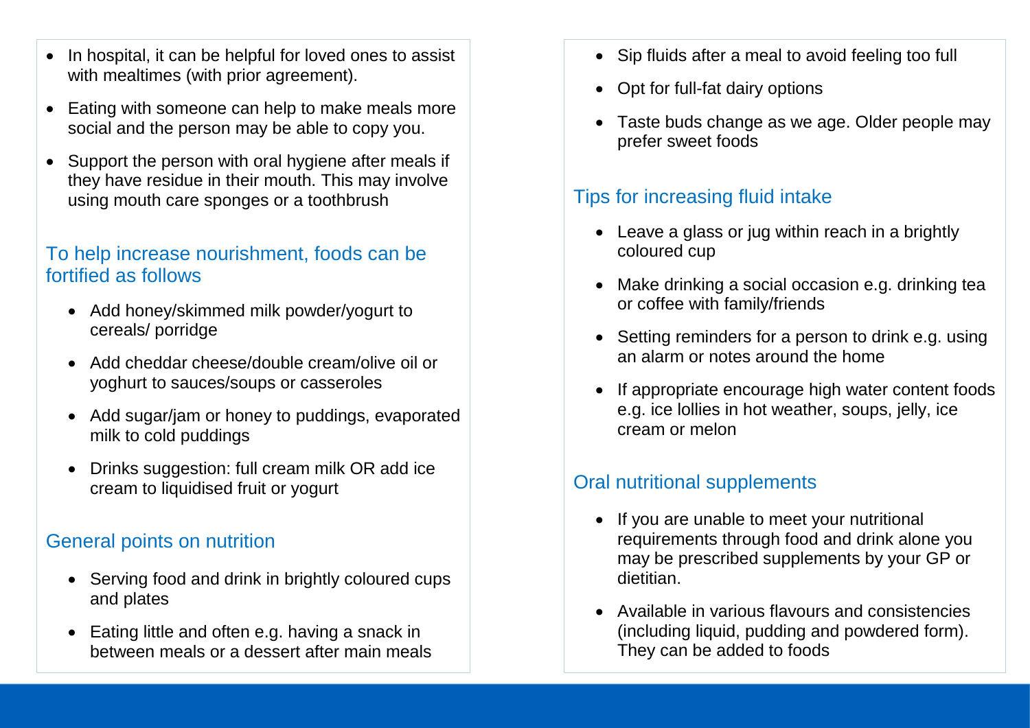- In hospital, it can be helpful for loved ones to assist with mealtimes (with prior agreement).
- Eating with someone can help to make meals more social and the person may be able to copy you.
- Support the person with oral hygiene after meals if they have residue in their mouth. This may involve using mouth care sponges or a toothbrush

## To help increase nourishment, foods can be fortified as follows

- Add honey/skimmed milk powder/yogurt to cereals/ porridge
- Add cheddar cheese/double cream/olive oil or yoghurt to sauces/soups or casseroles
- Add sugar/jam or honey to puddings, evaporated milk to cold puddings
- Drinks suggestion: full cream milk OR add ice cream to liquidised fruit or yogurt

## General points on nutrition

- Serving food and drink in brightly coloured cups and plates
- Eating little and often e.g. having a snack in between meals or a dessert after main meals
- Sip fluids after a meal to avoid feeling too full
- Opt for full-fat dairy options
- Taste buds change as we age. Older people may prefer sweet foods

## Tips for increasing fluid intake

- Leave a glass or jug within reach in a brightly coloured cup
- Make drinking a social occasion e.g. drinking tea or coffee with family/friends
- Setting reminders for a person to drink e.g. using an alarm or notes around the home
- If appropriate encourage high water content foods e.g. ice lollies in hot weather, soups, jelly, ice cream or melon

## Oral nutritional supplements

- If you are unable to meet your nutritional requirements through food and drink alone you may be prescribed supplements by your GP or dietitian.
- Available in various flavours and consistencies (including liquid, pudding and powdered form). They can be added to foods